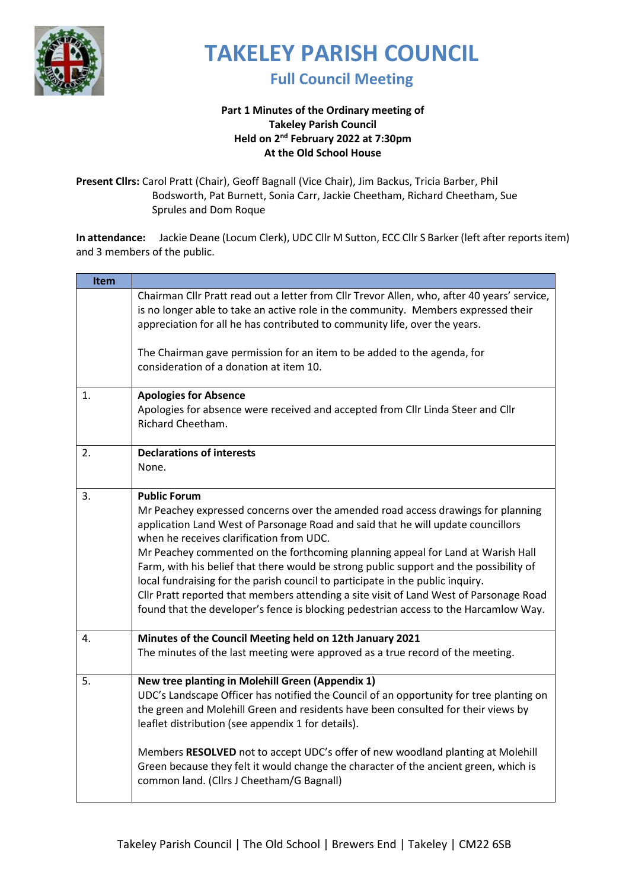# TAKELEY PARISH COUNCIL

## Full Council Meeting

**Part 1 Minutes of the Ordinary meeting of**
**Takeley Parish Council**
**Held on 2nd February 2022 at 7:30pm**
**At the Old School House**

**Present Cllrs:** Carol Pratt (Chair), Geoff Bagnall (Vice Chair), Jim Backus, Tricia Barber, Phil Bodsworth, Pat Burnett, Sonia Carr, Jackie Cheetham, Richard Cheetham, Sue Sprules and Dom Roque

**In attendance:** Jackie Deane (Locum Clerk), UDC Cllr M Sutton, ECC Cllr S Barker (left after reports item) and 3 members of the public.

| Item | |
|---|---|
| | Chairman Cllr Pratt read out a letter from Cllr Trevor Allen, who, after 40 years' service, is no longer able to take an active role in the community. Members expressed their appreciation for all he has contributed to community life, over the years.<br><br>The Chairman gave permission for an item to be added to the agenda, for consideration of a donation at item 10. |
| 1. | **Apologies for Absence**<br>Apologies for absence were received and accepted from Cllr Linda Steer and Cllr Richard Cheetham. |
| 2. | **Declarations of interests**<br>None. |
| 3. | **Public Forum**<br>Mr Peachey expressed concerns over the amended road access drawings for planning application Land West of Parsonage Road and said that he will update councillors when he receives clarification from UDC.<br>Mr Peachey commented on the forthcoming planning appeal for Land at Warish Hall Farm, with his belief that there would be strong public support and the possibility of local fundraising for the parish council to participate in the public inquiry.<br>Cllr Pratt reported that members attending a site visit of Land West of Parsonage Road found that the developer's fence is blocking pedestrian access to the Harcamlow Way. |
| 4. | **Minutes of the Council Meeting held on 12th January 2021**<br>The minutes of the last meeting were approved as a true record of the meeting. |
| 5. | **New tree planting in Molehill Green (Appendix 1)**<br>UDC's Landscape Officer has notified the Council of an opportunity for tree planting on the green and Molehill Green and residents have been consulted for their views by leaflet distribution (see appendix 1 for details).<br><br>Members **RESOLVED** not to accept UDC's offer of new woodland planting at Molehill Green because they felt it would change the character of the ancient green, which is common land. (Cllrs J Cheetham/G Bagnall) |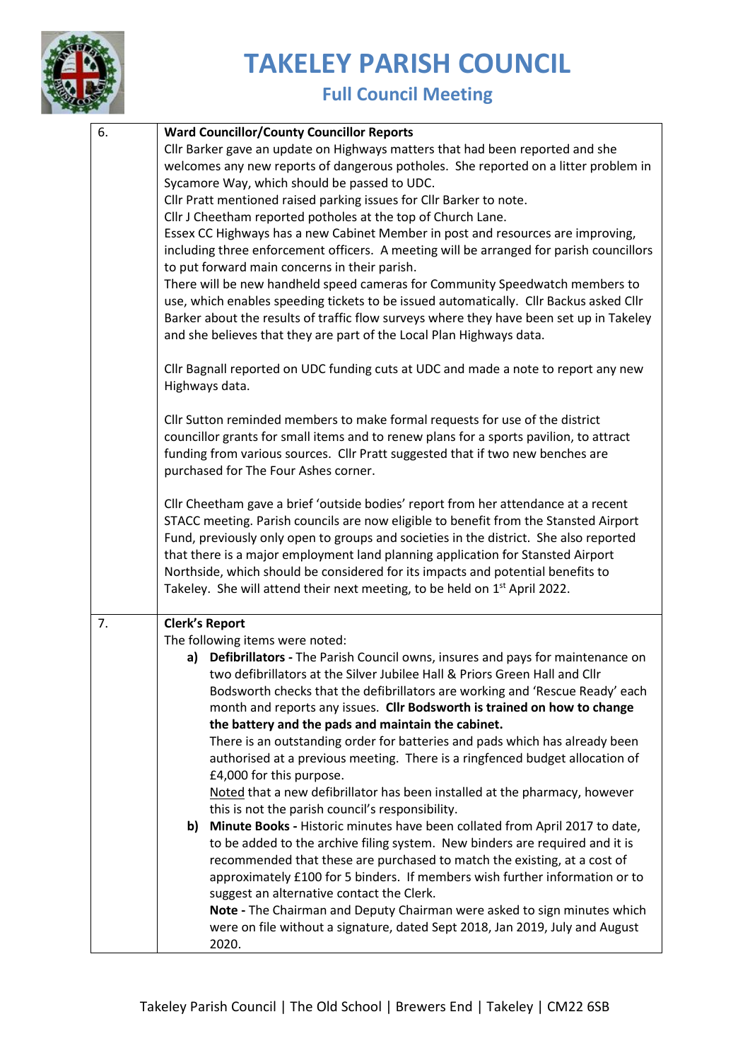# TAKELEY PARISH COUNCIL

## Full Council Meeting

| | |
|---|---|
| 6. | **Ward Councillor/County Councillor Reports**<br>Cllr Barker gave an update on Highways matters that had been reported and she welcomes any new reports of dangerous potholes. She reported on a litter problem in Sycamore Way, which should be passed to UDC.<br>Cllr Pratt mentioned raised parking issues for Cllr Barker to note.<br>Cllr J Cheetham reported potholes at the top of Church Lane.<br>Essex CC Highways has a new Cabinet Member in post and resources are improving, including three enforcement officers. A meeting will be arranged for parish councillors to put forward main concerns in their parish.<br>There will be new handheld speed cameras for Community Speedwatch members to use, which enables speeding tickets to be issued automatically. Cllr Backus asked Cllr Barker about the results of traffic flow surveys where they have been set up in Takeley and she believes that they are part of the Local Plan Highways data.<br><br>Cllr Bagnall reported on UDC funding cuts at UDC and made a note to report any new Highways data.<br><br>Cllr Sutton reminded members to make formal requests for use of the district councillor grants for small items and to renew plans for a sports pavilion, to attract funding from various sources. Cllr Pratt suggested that if two new benches are purchased for The Four Ashes corner.<br><br>Cllr Cheetham gave a brief 'outside bodies' report from her attendance at a recent STACC meeting. Parish councils are now eligible to benefit from the Stansted Airport Fund, previously only open to groups and societies in the district. She also reported that there is a major employment land planning application for Stansted Airport Northside, which should be considered for its impacts and potential benefits to Takeley. She will attend their next meeting, to be held on 1st April 2022. |
| 7. | **Clerk's Report**<br>The following items were noted:<br>**a) Defibrillators -** The Parish Council owns, insures and pays for maintenance on two defibrillators at the Silver Jubilee Hall & Priors Green Hall and Cllr Bodsworth checks that the defibrillators are working and 'Rescue Ready' each month and reports any issues. **Cllr Bodsworth is trained on how to change the battery and the pads and maintain the cabinet.**<br>There is an outstanding order for batteries and pads which has already been authorised at a previous meeting. There is a ringfenced budget allocation of £4,000 for this purpose.<br>Noted that a new defibrillator has been installed at the pharmacy, however this is not the parish council's responsibility.<br>**b) Minute Books -** Historic minutes have been collated from April 2017 to date, to be added to the archive filing system. New binders are required and it is recommended that these are purchased to match the existing, at a cost of approximately £100 for 5 binders. If members wish further information or to suggest an alternative contact the Clerk.<br>**Note -** The Chairman and Deputy Chairman were asked to sign minutes which were on file without a signature, dated Sept 2018, Jan 2019, July and August 2020. |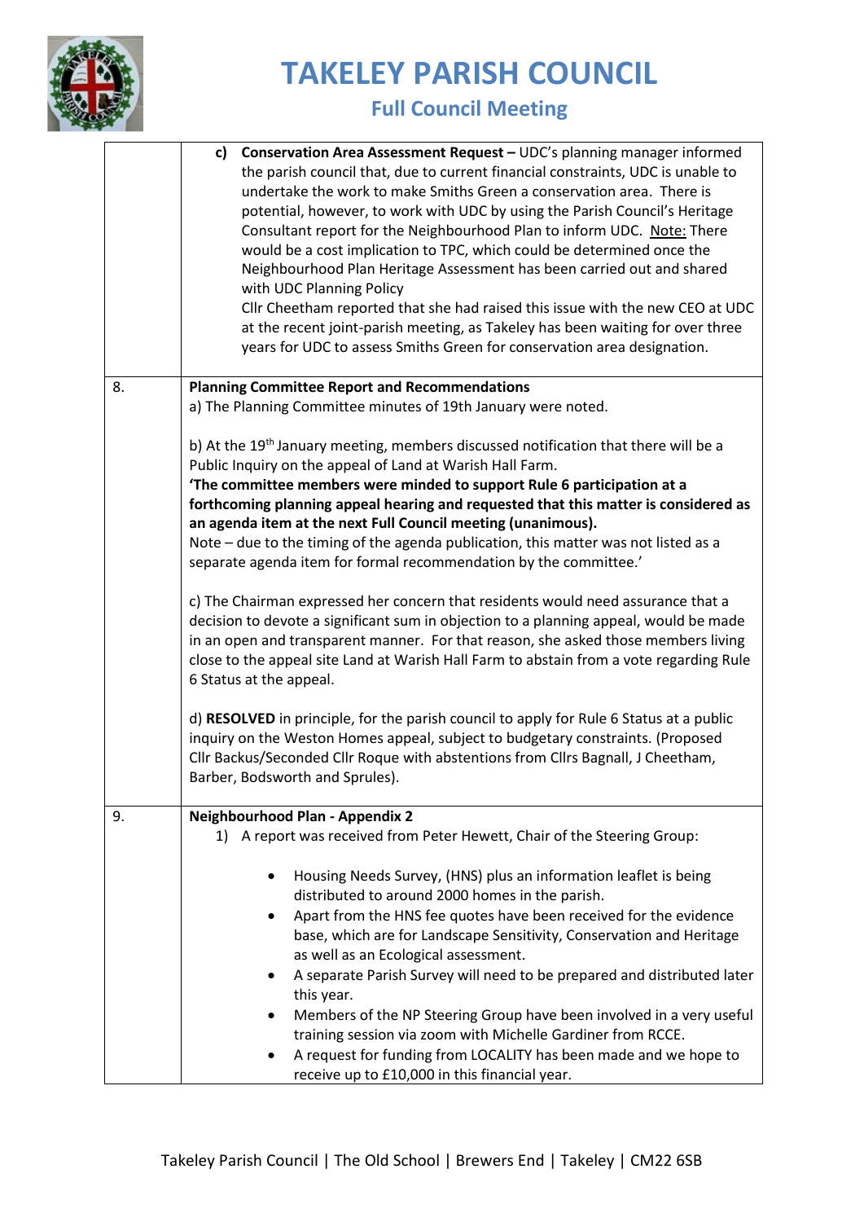| | |
|---|---|
| | **c) Conservation Area Assessment Request –** UDC's planning manager informed the parish council that, due to current financial constraints, UDC is unable to undertake the work to make Smiths Green a conservation area. There is potential, however, to work with UDC by using the Parish Council's Heritage Consultant report for the Neighbourhood Plan to inform UDC. Note: There would be a cost implication to TPC, which could be determined once the Neighbourhood Plan Heritage Assessment has been carried out and shared with UDC Planning Policy<br>Cllr Cheetham reported that she had raised this issue with the new CEO at UDC at the recent joint-parish meeting, as Takeley has been waiting for over three years for UDC to assess Smiths Green for conservation area designation. |
| 8. | **Planning Committee Report and Recommendations**<br>a) The Planning Committee minutes of 19th January were noted.<br><br>b) At the 19th January meeting, members discussed notification that there will be a Public Inquiry on the appeal of Land at Warish Hall Farm.<br>**'The committee members were minded to support Rule 6 participation at a forthcoming planning appeal hearing and requested that this matter is considered as an agenda item at the next Full Council meeting (unanimous).**<br>Note – due to the timing of the agenda publication, this matter was not listed as a separate agenda item for formal recommendation by the committee.'<br><br>c) The Chairman expressed her concern that residents would need assurance that a decision to devote a significant sum in objection to a planning appeal, would be made in an open and transparent manner. For that reason, she asked those members living close to the appeal site Land at Warish Hall Farm to abstain from a vote regarding Rule 6 Status at the appeal.<br><br>d) **RESOLVED** in principle, for the parish council to apply for Rule 6 Status at a public inquiry on the Weston Homes appeal, subject to budgetary constraints. (Proposed Cllr Backus/Seconded Cllr Roque with abstentions from Cllrs Bagnall, J Cheetham, Barber, Bodsworth and Sprules). |
| 9. | **Neighbourhood Plan - Appendix 2**<br>1) A report was received from Peter Hewett, Chair of the Steering Group:<br><br>• Housing Needs Survey, (HNS) plus an information leaflet is being distributed to around 2000 homes in the parish.<br>• Apart from the HNS fee quotes have been received for the evidence base, which are for Landscape Sensitivity, Conservation and Heritage as well as an Ecological assessment.<br>• A separate Parish Survey will need to be prepared and distributed later this year.<br>• Members of the NP Steering Group have been involved in a very useful training session via zoom with Michelle Gardiner from RCCE.<br>• A request for funding from LOCALITY has been made and we hope to receive up to £10,000 in this financial year. |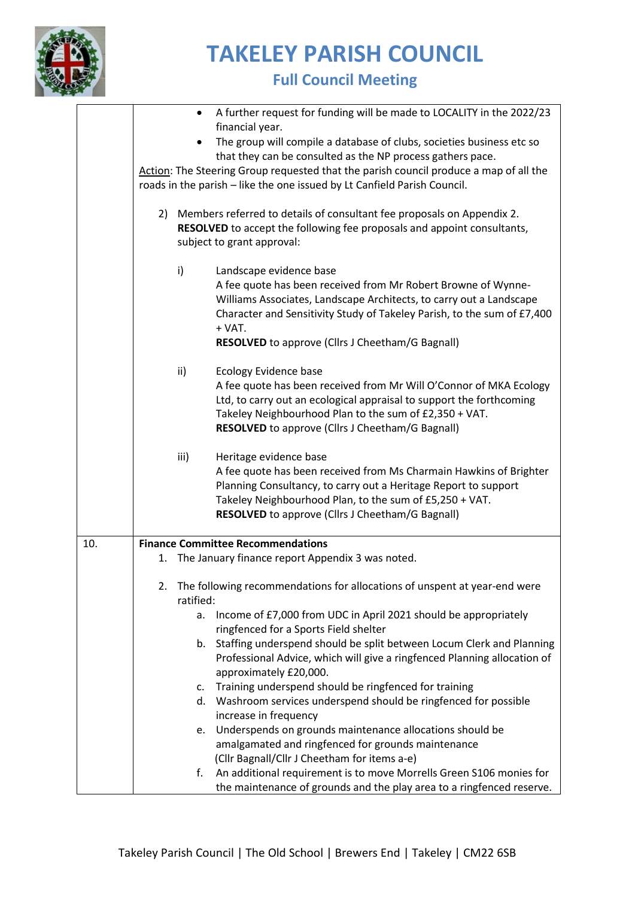| | |
|---|---|
| | • A further request for funding will be made to LOCALITY in the 2022/23 financial year.<br>• The group will compile a database of clubs, societies business etc so that they can be consulted as the NP process gathers pace.<br><u>Action</u>: The Steering Group requested that the parish council produce a map of all the roads in the parish – like the one issued by Lt Canfield Parish Council.<br><br>2) Members referred to details of consultant fee proposals on Appendix 2. **RESOLVED** to accept the following fee proposals and appoint consultants, subject to grant approval:<br><br>i) Landscape evidence base<br>A fee quote has been received from Mr Robert Browne of Wynne-Williams Associates, Landscape Architects, to carry out a Landscape Character and Sensitivity Study of Takeley Parish, to the sum of £7,400 + VAT.<br>**RESOLVED** to approve (Cllrs J Cheetham/G Bagnall)<br><br>ii) Ecology Evidence base<br>A fee quote has been received from Mr Will O'Connor of MKA Ecology Ltd, to carry out an ecological appraisal to support the forthcoming Takeley Neighbourhood Plan to the sum of £2,350 + VAT.<br>**RESOLVED** to approve (Cllrs J Cheetham/G Bagnall)<br><br>iii) Heritage evidence base<br>A fee quote has been received from Ms Charmain Hawkins of Brighter Planning Consultancy, to carry out a Heritage Report to support Takeley Neighbourhood Plan, to the sum of £5,250 + VAT.<br>**RESOLVED** to approve (Cllrs J Cheetham/G Bagnall) |
| 10. | **Finance Committee Recommendations**<br>1. The January finance report Appendix 3 was noted.<br><br>2. The following recommendations for allocations of unspent at year-end were ratified:<br>a. Income of £7,000 from UDC in April 2021 should be appropriately ringfenced for a Sports Field shelter<br>b. Staffing underspend should be split between Locum Clerk and Planning Professional Advice, which will give a ringfenced Planning allocation of approximately £20,000.<br>c. Training underspend should be ringfenced for training<br>d. Washroom services underspend should be ringfenced for possible increase in frequency<br>e. Underspends on grounds maintenance allocations should be amalgamated and ringfenced for grounds maintenance<br>(Cllr Bagnall/Cllr J Cheetham for items a-e)<br>f. An additional requirement is to move Morrells Green S106 monies for the maintenance of grounds and the play area to a ringfenced reserve. |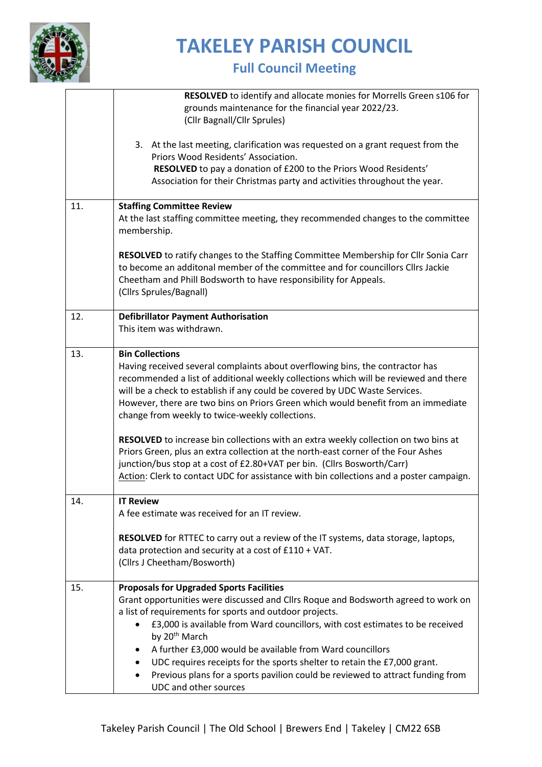| | |
|---|---|
| | **RESOLVED** to identify and allocate monies for Morrells Green s106 for grounds maintenance for the financial year 2022/23.<br>(Cllr Bagnall/Cllr Sprules)<br><br>3. At the last meeting, clarification was requested on a grant request from the Priors Wood Residents' Association.<br>**RESOLVED** to pay a donation of £200 to the Priors Wood Residents' Association for their Christmas party and activities throughout the year. |
| 11. | **Staffing Committee Review**<br>At the last staffing committee meeting, they recommended changes to the committee membership.<br><br>**RESOLVED** to ratify changes to the Staffing Committee Membership for Cllr Sonia Carr to become an additonal member of the committee and for councillors Cllrs Jackie Cheetham and Phill Bodsworth to have responsibility for Appeals.<br>(Cllrs Sprules/Bagnall) |
| 12. | **Defibrillator Payment Authorisation**<br>This item was withdrawn. |
| 13. | **Bin Collections**<br>Having received several complaints about overflowing bins, the contractor has recommended a list of additional weekly collections which will be reviewed and there will be a check to establish if any could be covered by UDC Waste Services. However, there are two bins on Priors Green which would benefit from an immediate change from weekly to twice-weekly collections.<br><br>**RESOLVED** to increase bin collections with an extra weekly collection on two bins at Priors Green, plus an extra collection at the north-east corner of the Four Ashes junction/bus stop at a cost of £2.80+VAT per bin. (Cllrs Bosworth/Carr)<br>Action: Clerk to contact UDC for assistance with bin collections and a poster campaign. |
| 14. | **IT Review**<br>A fee estimate was received for an IT review.<br><br>**RESOLVED** for RTTEC to carry out a review of the IT systems, data storage, laptops, data protection and security at a cost of £110 + VAT.<br>(Cllrs J Cheetham/Bosworth) |
| 15. | **Proposals for Upgraded Sports Facilities**<br>Grant opportunities were discussed and Cllrs Roque and Bodsworth agreed to work on a list of requirements for sports and outdoor projects.<br>• £3,000 is available from Ward councillors, with cost estimates to be received by 20th March<br>• A further £3,000 would be available from Ward councillors<br>• UDC requires receipts for the sports shelter to retain the £7,000 grant.<br>• Previous plans for a sports pavilion could be reviewed to attract funding from UDC and other sources |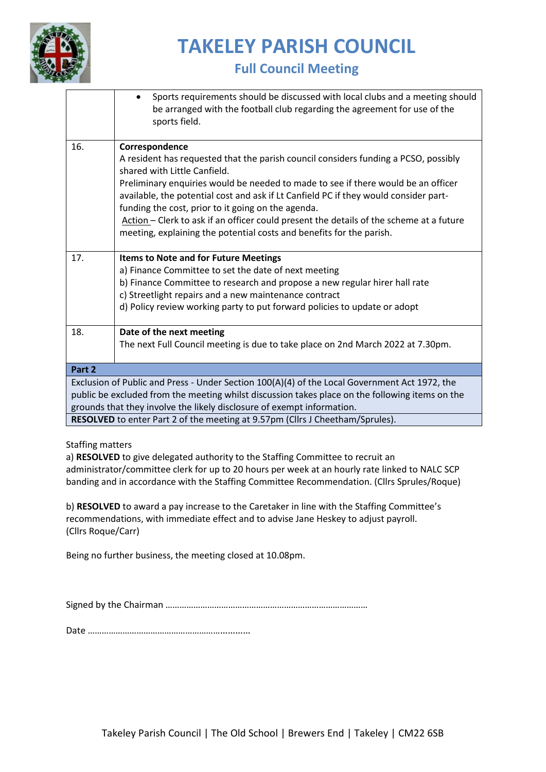# TAKELEY PARISH COUNCIL

## Full Council Meeting

| | |
|---|---|
| | • Sports requirements should be discussed with local clubs and a meeting should be arranged with the football club regarding the agreement for use of the sports field. |
| 16. | **Correspondence**<br>A resident has requested that the parish council considers funding a PCSO, possibly shared with Little Canfield.<br>Preliminary enquiries would be needed to made to see if there would be an officer available, the potential cost and ask if Lt Canfield PC if they would consider part-funding the cost, prior to it going on the agenda.<br>Action – Clerk to ask if an officer could present the details of the scheme at a future meeting, explaining the potential costs and benefits for the parish. |
| 17. | **Items to Note and for Future Meetings**<br>a) Finance Committee to set the date of next meeting<br>b) Finance Committee to research and propose a new regular hirer hall rate<br>c) Streetlight repairs and a new maintenance contract<br>d) Policy review working party to put forward policies to update or adopt |
| 18. | **Date of the next meeting**<br>The next Full Council meeting is due to take place on 2nd March 2022 at 7.30pm. |
| **Part 2** | |
| Exclusion of Public and Press - Under Section 100(A)(4) of the Local Government Act 1972, the public be excluded from the meeting whilst discussion takes place on the following items on the grounds that they involve the likely disclosure of exempt information. | |
| **RESOLVED** to enter Part 2 of the meeting at 9.57pm (Cllrs J Cheetham/Sprules). | |

Staffing matters

a) **RESOLVED** to give delegated authority to the Staffing Committee to recruit an administrator/committee clerk for up to 20 hours per week at an hourly rate linked to NALC SCP banding and in accordance with the Staffing Committee Recommendation. (Cllrs Sprules/Roque)

b) **RESOLVED** to award a pay increase to the Caretaker in line with the Staffing Committee's recommendations, with immediate effect and to advise Jane Heskey to adjust payroll. (Cllrs Roque/Carr)

Being no further business, the meeting closed at 10.08pm.

Signed by the Chairman ……………………………………………………………………………

Date ………………………………………………………..........

Takeley Parish Council | The Old School | Brewers End | Takeley | CM22 6SB